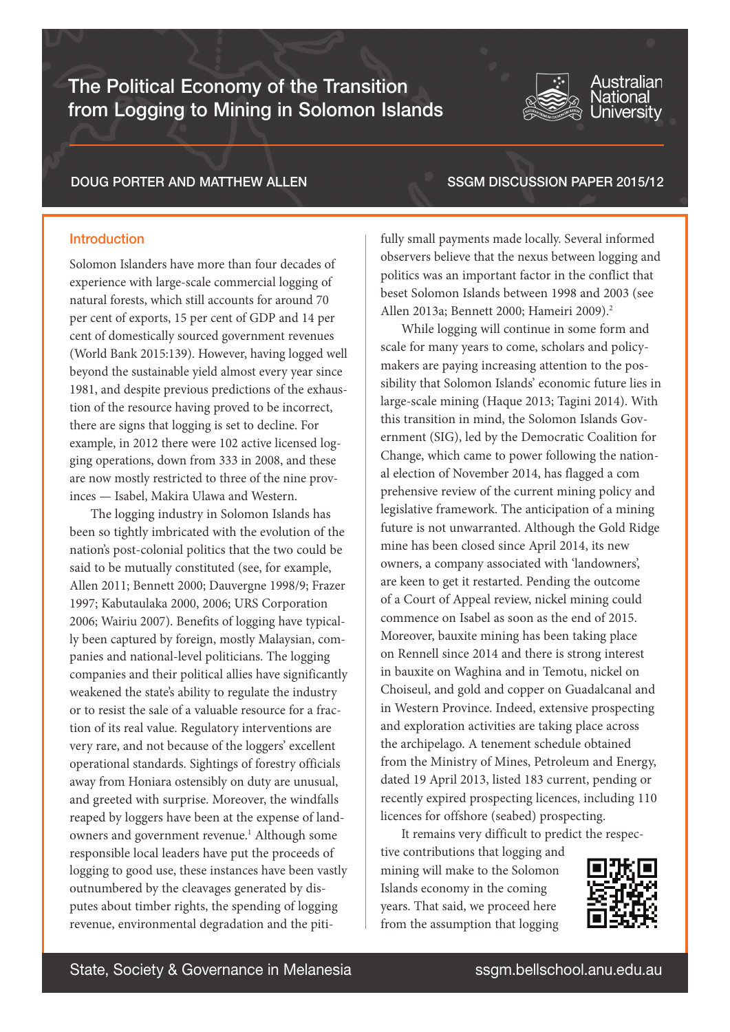# The Political Economy of the Transition from Logging to Mining in Solomon Islands

DOUG PORTER AND MATTHEW ALLEN

SSGM DISCUSSION PAPER 2015/12

## Introduction

Solomon Islanders have more than four decades of experience with large-scale commercial logging of natural forests, which still accounts for around 70 per cent of exports, 15 per cent of GDP and 14 per cent of domestically sourced government revenues (World Bank 2015:139). However, having logged well beyond the sustainable yield almost every year since 1981, and despite previous predictions of the exhaustion of the resource having proved to be incorrect, there are signs that logging is set to decline. For example, in 2012 there were 102 active licensed logging operations, down from 333 in 2008, and these are now mostly restricted to three of the nine provinces — Isabel, Makira Ulawa and Western.

The logging industry in Solomon Islands has been so tightly imbricated with the evolution of the nation's post-colonial politics that the two could be said to be mutually constituted (see, for example, Allen 2011; Bennett 2000; Dauvergne 1998/9; Frazer 1997; Kabutaulaka 2000, 2006; URS Corporation 2006; Wairiu 2007). Benefits of logging have typically been captured by foreign, mostly Malaysian, companies and national-level politicians. The logging companies and their political allies have significantly weakened the state's ability to regulate the industry or to resist the sale of a valuable resource for a fraction of its real value. Regulatory interventions are very rare, and not because of the loggers' excellent operational standards. Sightings of forestry officials away from Honiara ostensibly on duty are unusual, and greeted with surprise. Moreover, the windfalls reaped by loggers have been at the expense of landowners and government revenue.[1] Although some responsible local leaders have put the proceeds of logging to good use, these instances have been vastly outnumbered by the cleavages generated by disputes about timber rights, the spending of logging revenue, environmental degradation and the pitifully small payments made locally. Several informed observers believe that the nexus between logging and politics was an important factor in the conflict that beset Solomon Islands between 1998 and 2003 (see Allen 2013a; Bennett 2000; Hameiri 2009).[2]

While logging will continue in some form and scale for many years to come, scholars and policymakers are paying increasing attention to the possibility that Solomon Islands' economic future lies in large-scale mining (Haque 2013; Tagini 2014). With this transition in mind, the Solomon Islands Government (SIG), led by the Democratic Coalition for Change, which came to power following the national election of November 2014, has flagged a comprehensive review of the current mining policy and legislative framework. The anticipation of a mining future is not unwarranted. Although the Gold Ridge mine has been closed since April 2014, its new owners, a company associated with 'landowners', are keen to get it restarted. Pending the outcome of a Court of Appeal review, nickel mining could commence on Isabel as soon as the end of 2015. Moreover, bauxite mining has been taking place on Rennell since 2014 and there is strong interest in bauxite on Waghina and in Temotu, nickel on Choiseul, and gold and copper on Guadalcanal and in Western Province. Indeed, extensive prospecting and exploration activities are taking place across the archipelago. A tenement schedule obtained from the Ministry of Mines, Petroleum and Energy, dated 19 April 2013, listed 183 current, pending or recently expired prospecting licences, including 110 licences for offshore (seabed) prospecting.

It remains very difficult to predict the respective contributions that logging and mining will make to the Solomon Islands economy in the coming years. That said, we proceed here from the assumption that logging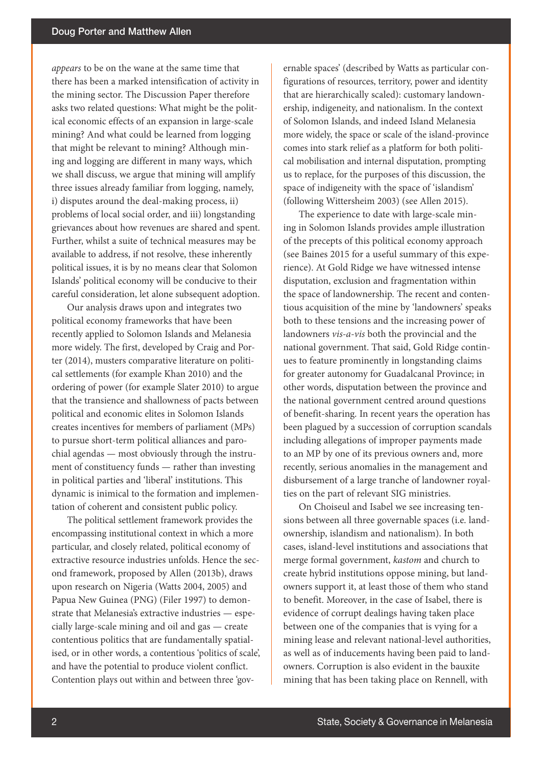*appears* to be on the wane at the same time that there has been a marked intensification of activity in the mining sector. The Discussion Paper therefore asks two related questions: What might be the political economic effects of an expansion in large-scale mining? And what could be learned from logging that might be relevant to mining? Although mining and logging are different in many ways, which we shall discuss, we argue that mining will amplify three issues already familiar from logging, namely, i) disputes around the deal-making process, ii) problems of local social order, and iii) longstanding grievances about how revenues are shared and spent. Further, whilst a suite of technical measures may be available to address, if not resolve, these inherently political issues, it is by no means clear that Solomon Islands' political economy will be conducive to their careful consideration, let alone subsequent adoption.

Our analysis draws upon and integrates two political economy frameworks that have been recently applied to Solomon Islands and Melanesia more widely. The first, developed by Craig and Porter (2014), musters comparative literature on political settlements (for example Khan 2010) and the ordering of power (for example Slater 2010) to argue that the transience and shallowness of pacts between political and economic elites in Solomon Islands creates incentives for members of parliament (MPs) to pursue short-term political alliances and parochial agendas — most obviously through the instrument of constituency funds — rather than investing in political parties and 'liberal' institutions. This dynamic is inimical to the formation and implementation of coherent and consistent public policy.

The political settlement framework provides the encompassing institutional context in which a more particular, and closely related, political economy of extractive resource industries unfolds. Hence the second framework, proposed by Allen (2013b), draws upon research on Nigeria (Watts 2004, 2005) and Papua New Guinea (PNG) (Filer 1997) to demonstrate that Melanesia's extractive industries — especially large-scale mining and oil and gas — create contentious politics that are fundamentally spatialised, or in other words, a contentious 'politics of scale', and have the potential to produce violent conflict. Contention plays out within and between three 'governable spaces' (described by Watts as particular configurations of resources, territory, power and identity that are hierarchically scaled): customary landownership, indigeneity, and nationalism. In the context of Solomon Islands, and indeed Island Melanesia more widely, the space or scale of the island-province comes into stark relief as a platform for both political mobilisation and internal disputation, prompting us to replace, for the purposes of this discussion, the space of indigeneity with the space of 'islandism' (following Wittersheim 2003) (see Allen 2015).

The experience to date with large-scale mining in Solomon Islands provides ample illustration of the precepts of this political economy approach (see Baines 2015 for a useful summary of this experience). At Gold Ridge we have witnessed intense disputation, exclusion and fragmentation within the space of landownership. The recent and contentious acquisition of the mine by 'landowners' speaks both to these tensions and the increasing power of landowners *vis-a-vis* both the provincial and the national government. That said, Gold Ridge continues to feature prominently in longstanding claims for greater autonomy for Guadalcanal Province; in other words, disputation between the province and the national government centred around questions of benefit-sharing. In recent years the operation has been plagued by a succession of corruption scandals including allegations of improper payments made to an MP by one of its previous owners and, more recently, serious anomalies in the management and disbursement of a large tranche of landowner royalties on the part of relevant SIG ministries.

On Choiseul and Isabel we see increasing tensions between all three governable spaces (i.e. landownership, islandism and nationalism). In both cases, island-level institutions and associations that merge formal government, *kastom* and church to create hybrid institutions oppose mining, but landowners support it, at least those of them who stand to benefit. Moreover, in the case of Isabel, there is evidence of corrupt dealings having taken place between one of the companies that is vying for a mining lease and relevant national-level authorities, as well as of inducements having been paid to landowners. Corruption is also evident in the bauxite mining that has been taking place on Rennell, with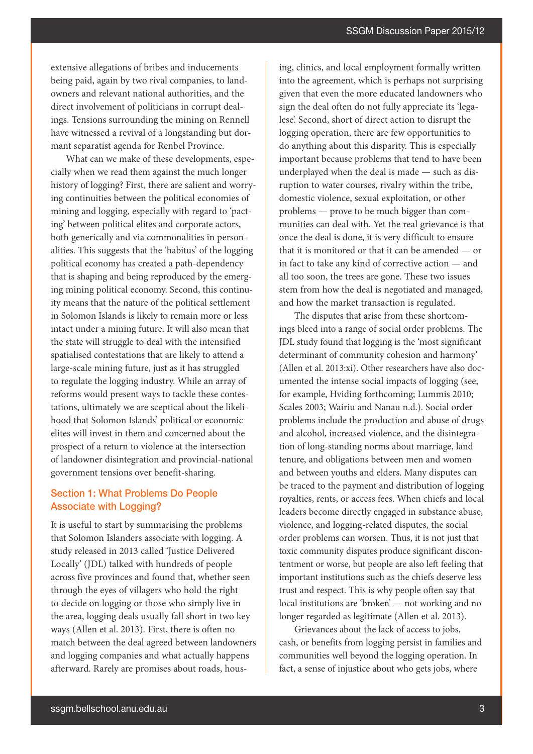extensive allegations of bribes and inducements being paid, again by two rival companies, to landowners and relevant national authorities, and the direct involvement of politicians in corrupt dealings. Tensions surrounding the mining on Rennell have witnessed a revival of a longstanding but dormant separatist agenda for Renbel Province.

What can we make of these developments, especially when we read them against the much longer history of logging? First, there are salient and worrying continuities between the political economies of mining and logging, especially with regard to 'pacting' between political elites and corporate actors, both generically and via commonalities in personalities. This suggests that the 'habitus' of the logging political economy has created a path-dependency that is shaping and being reproduced by the emerging mining political economy. Second, this continuity means that the nature of the political settlement in Solomon Islands is likely to remain more or less intact under a mining future. It will also mean that the state will struggle to deal with the intensified spatialised contestations that are likely to attend a large-scale mining future, just as it has struggled to regulate the logging industry. While an array of reforms would present ways to tackle these contestations, ultimately we are sceptical about the likelihood that Solomon Islands' political or economic elites will invest in them and concerned about the prospect of a return to violence at the intersection of landowner disintegration and provincial-national government tensions over benefit-sharing.

## Section 1: What Problems Do People Associate with Logging?

It is useful to start by summarising the problems that Solomon Islanders associate with logging. A study released in 2013 called 'Justice Delivered Locally' (JDL) talked with hundreds of people across five provinces and found that, whether seen through the eyes of villagers who hold the right to decide on logging or those who simply live in the area, logging deals usually fall short in two key ways (Allen et al. 2013). First, there is often no match between the deal agreed between landowners and logging companies and what actually happens afterward. Rarely are promises about roads, housing, clinics, and local employment formally written into the agreement, which is perhaps not surprising given that even the more educated landowners who sign the deal often do not fully appreciate its 'legalese'. Second, short of direct action to disrupt the logging operation, there are few opportunities to do anything about this disparity. This is especially important because problems that tend to have been underplayed when the deal is made — such as disruption to water courses, rivalry within the tribe, domestic violence, sexual exploitation, or other problems — prove to be much bigger than communities can deal with. Yet the real grievance is that once the deal is done, it is very difficult to ensure that it is monitored or that it can be amended — or in fact to take any kind of corrective action — and all too soon, the trees are gone. These two issues stem from how the deal is negotiated and managed, and how the market transaction is regulated.

The disputes that arise from these shortcomings bleed into a range of social order problems. The JDL study found that logging is the 'most significant determinant of community cohesion and harmony' (Allen et al. 2013:xi). Other researchers have also documented the intense social impacts of logging (see, for example, Hviding forthcoming; Lummis 2010; Scales 2003; Wairiu and Nanau n.d.). Social order problems include the production and abuse of drugs and alcohol, increased violence, and the disintegration of long-standing norms about marriage, land tenure, and obligations between men and women and between youths and elders. Many disputes can be traced to the payment and distribution of logging royalties, rents, or access fees. When chiefs and local leaders become directly engaged in substance abuse, violence, and logging-related disputes, the social order problems can worsen. Thus, it is not just that toxic community disputes produce significant discontentment or worse, but people are also left feeling that important institutions such as the chiefs deserve less trust and respect. This is why people often say that local institutions are 'broken' — not working and no longer regarded as legitimate (Allen et al. 2013).

Grievances about the lack of access to jobs, cash, or benefits from logging persist in families and communities well beyond the logging operation. In fact, a sense of injustice about who gets jobs, where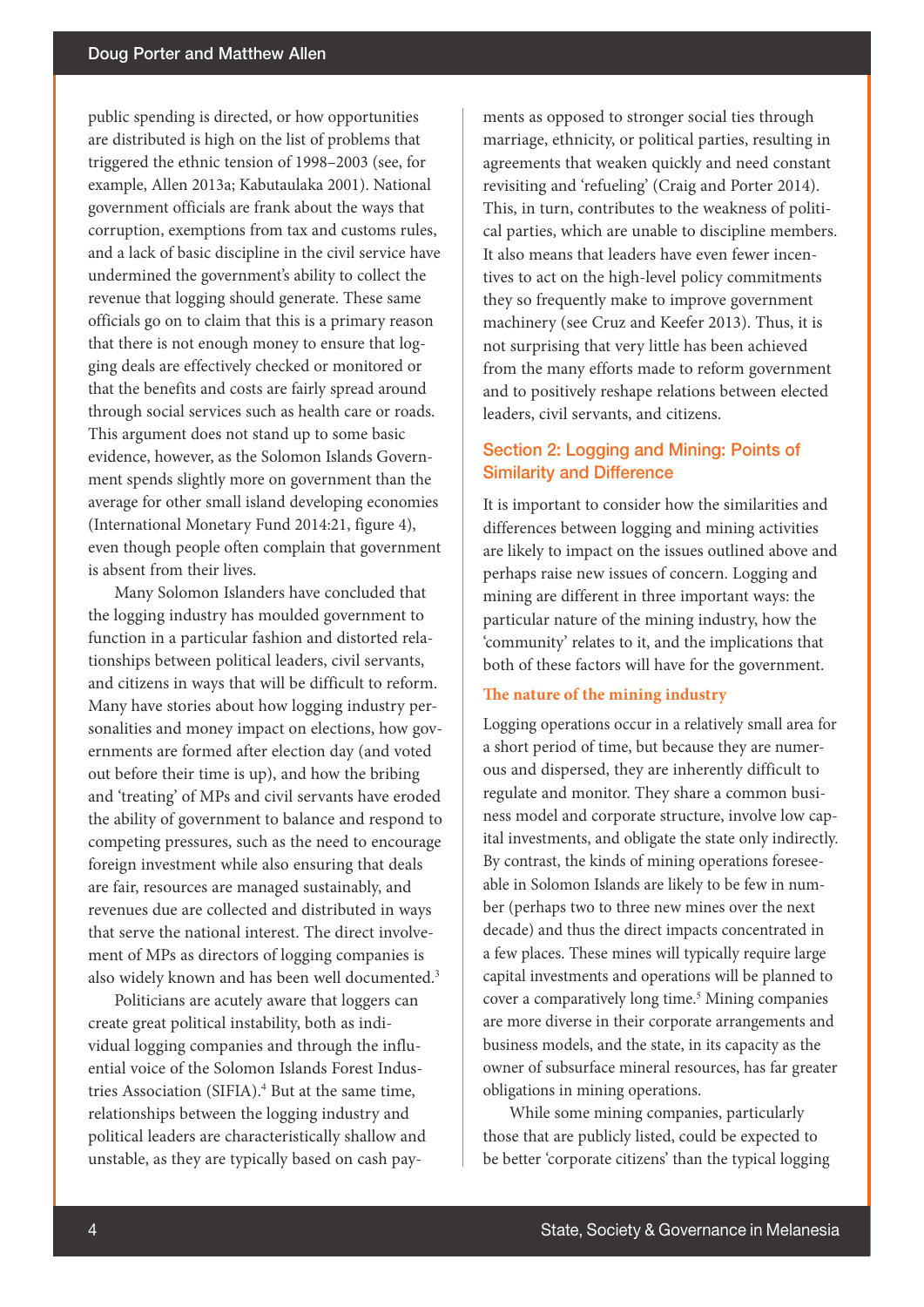public spending is directed, or how opportunities are distributed is high on the list of problems that triggered the ethnic tension of 1998–2003 (see, for example, Allen 2013a; Kabutaulaka 2001). National government officials are frank about the ways that corruption, exemptions from tax and customs rules, and a lack of basic discipline in the civil service have undermined the government's ability to collect the revenue that logging should generate. These same officials go on to claim that this is a primary reason that there is not enough money to ensure that logging deals are effectively checked or monitored or that the benefits and costs are fairly spread around through social services such as health care or roads. This argument does not stand up to some basic evidence, however, as the Solomon Islands Government spends slightly more on government than the average for other small island developing economies (International Monetary Fund 2014:21, figure 4), even though people often complain that government is absent from their lives.

Many Solomon Islanders have concluded that the logging industry has moulded government to function in a particular fashion and distorted relationships between political leaders, civil servants, and citizens in ways that will be difficult to reform. Many have stories about how logging industry personalities and money impact on elections, how governments are formed after election day (and voted out before their time is up), and how the bribing and 'treating' of MPs and civil servants have eroded the ability of government to balance and respond to competing pressures, such as the need to encourage foreign investment while also ensuring that deals are fair, resources are managed sustainably, and revenues due are collected and distributed in ways that serve the national interest. The direct involvement of MPs as directors of logging companies is also widely known and has been well documented.[3]

Politicians are acutely aware that loggers can create great political instability, both as individual logging companies and through the influential voice of the Solomon Islands Forest Industries Association (SIFIA).[4] But at the same time, relationships between the logging industry and political leaders are characteristically shallow and unstable, as they are typically based on cash payments as opposed to stronger social ties through marriage, ethnicity, or political parties, resulting in agreements that weaken quickly and need constant revisiting and 'refueling' (Craig and Porter 2014). This, in turn, contributes to the weakness of political parties, which are unable to discipline members. It also means that leaders have even fewer incentives to act on the high-level policy commitments they so frequently make to improve government machinery (see Cruz and Keefer 2013). Thus, it is not surprising that very little has been achieved from the many efforts made to reform government and to positively reshape relations between elected leaders, civil servants, and citizens.

## Section 2: Logging and Mining: Points of Similarity and Difference

It is important to consider how the similarities and differences between logging and mining activities are likely to impact on the issues outlined above and perhaps raise new issues of concern. Logging and mining are different in three important ways: the particular nature of the mining industry, how the 'community' relates to it, and the implications that both of these factors will have for the government.

### The nature of the mining industry

Logging operations occur in a relatively small area for a short period of time, but because they are numerous and dispersed, they are inherently difficult to regulate and monitor. They share a common business model and corporate structure, involve low capital investments, and obligate the state only indirectly. By contrast, the kinds of mining operations foreseeable in Solomon Islands are likely to be few in number (perhaps two to three new mines over the next decade) and thus the direct impacts concentrated in a few places. These mines will typically require large capital investments and operations will be planned to cover a comparatively long time.[5] Mining companies are more diverse in their corporate arrangements and business models, and the state, in its capacity as the owner of subsurface mineral resources, has far greater obligations in mining operations.

While some mining companies, particularly those that are publicly listed, could be expected to be better 'corporate citizens' than the typical logging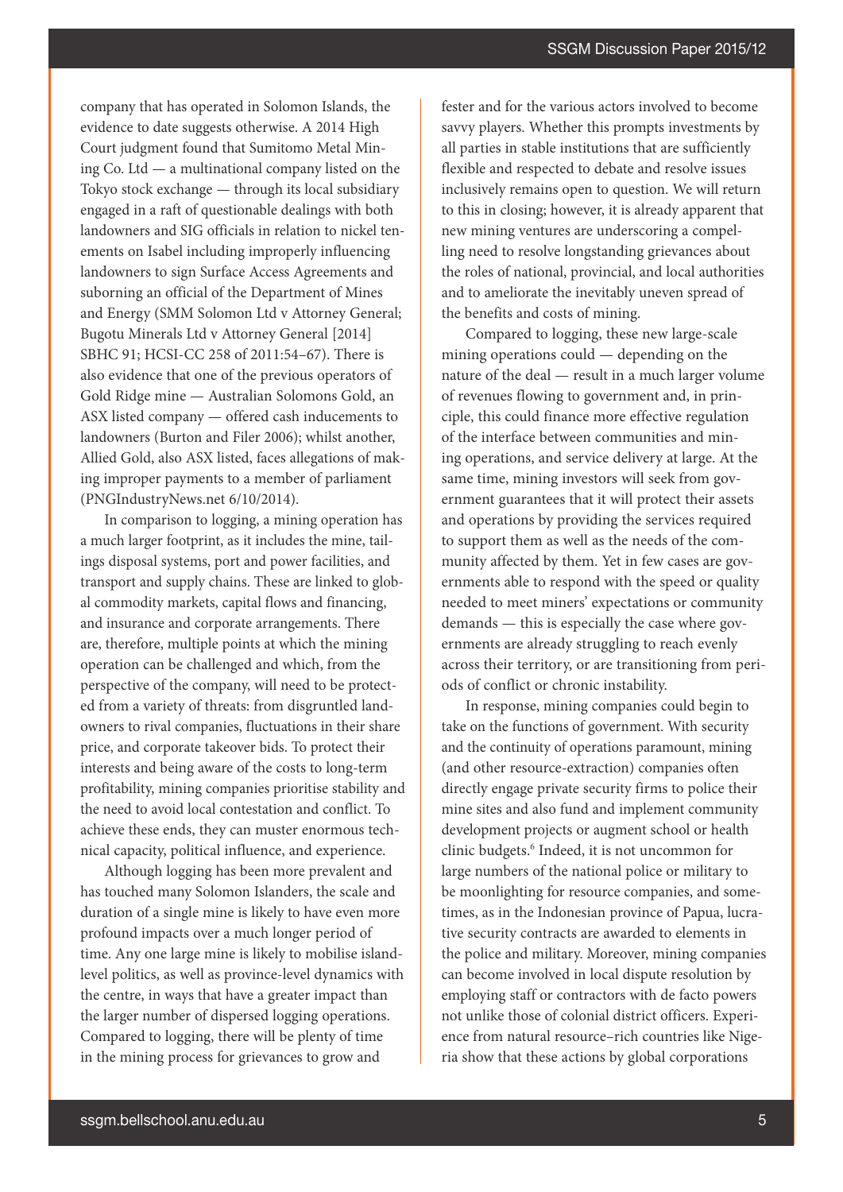company that has operated in Solomon Islands, the evidence to date suggests otherwise. A 2014 High Court judgment found that Sumitomo Metal Mining Co. Ltd — a multinational company listed on the Tokyo stock exchange — through its local subsidiary engaged in a raft of questionable dealings with both landowners and SIG officials in relation to nickel tenements on Isabel including improperly influencing landowners to sign Surface Access Agreements and suborning an official of the Department of Mines and Energy (SMM Solomon Ltd v Attorney General; Bugotu Minerals Ltd v Attorney General [2014] SBHC 91; HCSI-CC 258 of 2011:54–67). There is also evidence that one of the previous operators of Gold Ridge mine — Australian Solomons Gold, an ASX listed company — offered cash inducements to landowners (Burton and Filer 2006); whilst another, Allied Gold, also ASX listed, faces allegations of making improper payments to a member of parliament (PNGIndustryNews.net 6/10/2014).

In comparison to logging, a mining operation has a much larger footprint, as it includes the mine, tailings disposal systems, port and power facilities, and transport and supply chains. These are linked to global commodity markets, capital flows and financing, and insurance and corporate arrangements. There are, therefore, multiple points at which the mining operation can be challenged and which, from the perspective of the company, will need to be protected from a variety of threats: from disgruntled landowners to rival companies, fluctuations in their share price, and corporate takeover bids. To protect their interests and being aware of the costs to long-term profitability, mining companies prioritise stability and the need to avoid local contestation and conflict. To achieve these ends, they can muster enormous technical capacity, political influence, and experience.

Although logging has been more prevalent and has touched many Solomon Islanders, the scale and duration of a single mine is likely to have even more profound impacts over a much longer period of time. Any one large mine is likely to mobilise island-level politics, as well as province-level dynamics with the centre, in ways that have a greater impact than the larger number of dispersed logging operations. Compared to logging, there will be plenty of time in the mining process for grievances to grow and fester and for the various actors involved to become savvy players. Whether this prompts investments by all parties in stable institutions that are sufficiently flexible and respected to debate and resolve issues inclusively remains open to question. We will return to this in closing; however, it is already apparent that new mining ventures are underscoring a compelling need to resolve longstanding grievances about the roles of national, provincial, and local authorities and to ameliorate the inevitably uneven spread of the benefits and costs of mining.

Compared to logging, these new large-scale mining operations could — depending on the nature of the deal — result in a much larger volume of revenues flowing to government and, in principle, this could finance more effective regulation of the interface between communities and mining operations, and service delivery at large. At the same time, mining investors will seek from government guarantees that it will protect their assets and operations by providing the services required to support them as well as the needs of the community affected by them. Yet in few cases are governments able to respond with the speed or quality needed to meet miners' expectations or community demands — this is especially the case where governments are already struggling to reach evenly across their territory, or are transitioning from periods of conflict or chronic instability.

In response, mining companies could begin to take on the functions of government. With security and the continuity of operations paramount, mining (and other resource-extraction) companies often directly engage private security firms to police their mine sites and also fund and implement community development projects or augment school or health clinic budgets.[6] Indeed, it is not uncommon for large numbers of the national police or military to be moonlighting for resource companies, and sometimes, as in the Indonesian province of Papua, lucrative security contracts are awarded to elements in the police and military. Moreover, mining companies can become involved in local dispute resolution by employing staff or contractors with de facto powers not unlike those of colonial district officers. Experience from natural resource–rich countries like Nigeria show that these actions by global corporations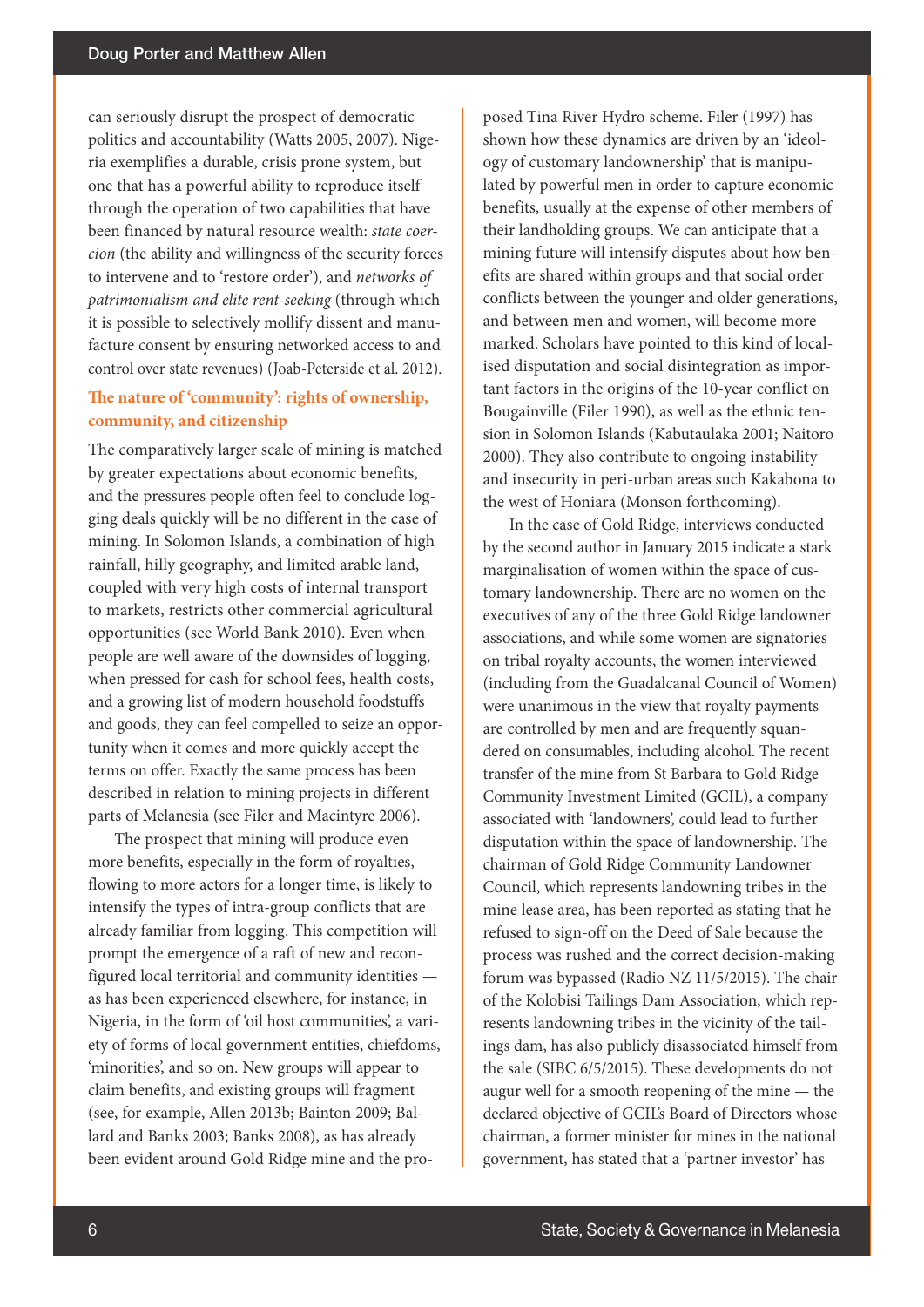can seriously disrupt the prospect of democratic politics and accountability (Watts 2005, 2007). Nigeria exemplifies a durable, crisis prone system, but one that has a powerful ability to reproduce itself through the operation of two capabilities that have been financed by natural resource wealth: *state coercion* (the ability and willingness of the security forces to intervene and to 'restore order'), and *networks of patrimonialism and elite rent-seeking* (through which it is possible to selectively mollify dissent and manufacture consent by ensuring networked access to and control over state revenues) (Joab-Peterside et al. 2012).

### The nature of 'community': rights of ownership, community, and citizenship

The comparatively larger scale of mining is matched by greater expectations about economic benefits, and the pressures people often feel to conclude logging deals quickly will be no different in the case of mining. In Solomon Islands, a combination of high rainfall, hilly geography, and limited arable land, coupled with very high costs of internal transport to markets, restricts other commercial agricultural opportunities (see World Bank 2010). Even when people are well aware of the downsides of logging, when pressed for cash for school fees, health costs, and a growing list of modern household foodstuffs and goods, they can feel compelled to seize an opportunity when it comes and more quickly accept the terms on offer. Exactly the same process has been described in relation to mining projects in different parts of Melanesia (see Filer and Macintyre 2006).

The prospect that mining will produce even more benefits, especially in the form of royalties, flowing to more actors for a longer time, is likely to intensify the types of intra-group conflicts that are already familiar from logging. This competition will prompt the emergence of a raft of new and reconfigured local territorial and community identities — as has been experienced elsewhere, for instance, in Nigeria, in the form of 'oil host communities', a variety of forms of local government entities, chiefdoms, 'minorities', and so on. New groups will appear to claim benefits, and existing groups will fragment (see, for example, Allen 2013b; Bainton 2009; Ballard and Banks 2003; Banks 2008), as has already been evident around Gold Ridge mine and the proposed Tina River Hydro scheme. Filer (1997) has shown how these dynamics are driven by an 'ideology of customary landownership' that is manipulated by powerful men in order to capture economic benefits, usually at the expense of other members of their landholding groups. We can anticipate that a mining future will intensify disputes about how benefits are shared within groups and that social order conflicts between the younger and older generations, and between men and women, will become more marked. Scholars have pointed to this kind of localised disputation and social disintegration as important factors in the origins of the 10-year conflict on Bougainville (Filer 1990), as well as the ethnic tension in Solomon Islands (Kabutaulaka 2001; Naitoro 2000). They also contribute to ongoing instability and insecurity in peri-urban areas such Kakabona to the west of Honiara (Monson forthcoming).

In the case of Gold Ridge, interviews conducted by the second author in January 2015 indicate a stark marginalisation of women within the space of customary landownership. There are no women on the executives of any of the three Gold Ridge landowner associations, and while some women are signatories on tribal royalty accounts, the women interviewed (including from the Guadalcanal Council of Women) were unanimous in the view that royalty payments are controlled by men and are frequently squandered on consumables, including alcohol. The recent transfer of the mine from St Barbara to Gold Ridge Community Investment Limited (GCIL), a company associated with 'landowners', could lead to further disputation within the space of landownership. The chairman of Gold Ridge Community Landowner Council, which represents landowning tribes in the mine lease area, has been reported as stating that he refused to sign-off on the Deed of Sale because the process was rushed and the correct decision-making forum was bypassed (Radio NZ 11/5/2015). The chair of the Kolobisi Tailings Dam Association, which represents landowning tribes in the vicinity of the tailings dam, has also publicly disassociated himself from the sale (SIBC 6/5/2015). These developments do not augur well for a smooth reopening of the mine — the declared objective of GCIL's Board of Directors whose chairman, a former minister for mines in the national government, has stated that a 'partner investor' has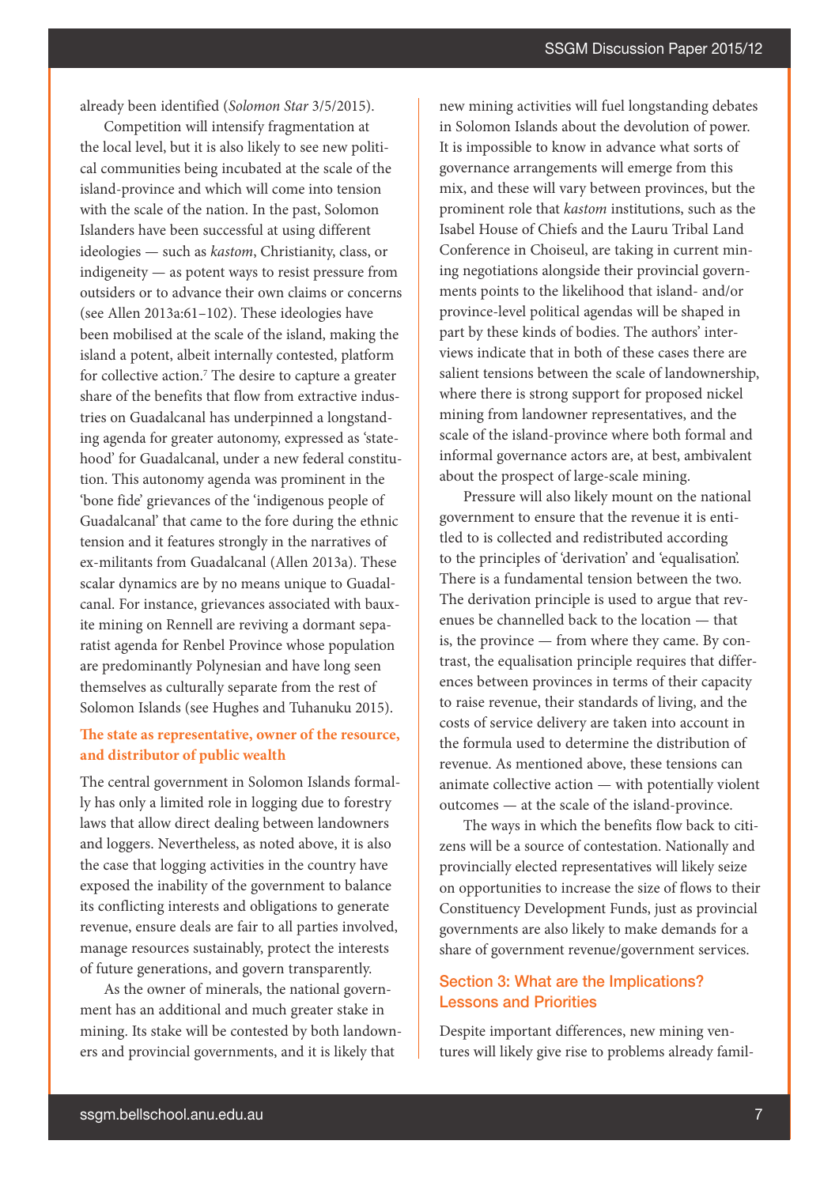already been identified (*Solomon Star* 3/5/2015).

Competition will intensify fragmentation at the local level, but it is also likely to see new political communities being incubated at the scale of the island-province and which will come into tension with the scale of the nation. In the past, Solomon Islanders have been successful at using different ideologies — such as *kastom*, Christianity, class, or indigeneity — as potent ways to resist pressure from outsiders or to advance their own claims or concerns (see Allen 2013a:61–102). These ideologies have been mobilised at the scale of the island, making the island a potent, albeit internally contested, platform for collective action.[7] The desire to capture a greater share of the benefits that flow from extractive industries on Guadalcanal has underpinned a longstanding agenda for greater autonomy, expressed as 'statehood' for Guadalcanal, under a new federal constitution. This autonomy agenda was prominent in the 'bone fide' grievances of the 'indigenous people of Guadalcanal' that came to the fore during the ethnic tension and it features strongly in the narratives of ex-militants from Guadalcanal (Allen 2013a). These scalar dynamics are by no means unique to Guadalcanal. For instance, grievances associated with bauxite mining on Rennell are reviving a dormant separatist agenda for Renbel Province whose population are predominantly Polynesian and have long seen themselves as culturally separate from the rest of Solomon Islands (see Hughes and Tuhanuku 2015).

### The state as representative, owner of the resource, and distributor of public wealth

The central government in Solomon Islands formally has only a limited role in logging due to forestry laws that allow direct dealing between landowners and loggers. Nevertheless, as noted above, it is also the case that logging activities in the country have exposed the inability of the government to balance its conflicting interests and obligations to generate revenue, ensure deals are fair to all parties involved, manage resources sustainably, protect the interests of future generations, and govern transparently.

As the owner of minerals, the national government has an additional and much greater stake in mining. Its stake will be contested by both landowners and provincial governments, and it is likely that new mining activities will fuel longstanding debates in Solomon Islands about the devolution of power. It is impossible to know in advance what sorts of governance arrangements will emerge from this mix, and these will vary between provinces, but the prominent role that *kastom* institutions, such as the Isabel House of Chiefs and the Lauru Tribal Land Conference in Choiseul, are taking in current mining negotiations alongside their provincial governments points to the likelihood that island- and/or province-level political agendas will be shaped in part by these kinds of bodies. The authors' interviews indicate that in both of these cases there are salient tensions between the scale of landownership, where there is strong support for proposed nickel mining from landowner representatives, and the scale of the island-province where both formal and informal governance actors are, at best, ambivalent about the prospect of large-scale mining.

Pressure will also likely mount on the national government to ensure that the revenue it is entitled to is collected and redistributed according to the principles of 'derivation' and 'equalisation'. There is a fundamental tension between the two. The derivation principle is used to argue that revenues be channelled back to the location — that is, the province — from where they came. By contrast, the equalisation principle requires that differences between provinces in terms of their capacity to raise revenue, their standards of living, and the costs of service delivery are taken into account in the formula used to determine the distribution of revenue. As mentioned above, these tensions can animate collective action — with potentially violent outcomes — at the scale of the island-province.

The ways in which the benefits flow back to citizens will be a source of contestation. Nationally and provincially elected representatives will likely seize on opportunities to increase the size of flows to their Constituency Development Funds, just as provincial governments are also likely to make demands for a share of government revenue/government services.

## Section 3: What are the Implications? Lessons and Priorities

Despite important differences, new mining ventures will likely give rise to problems already famil-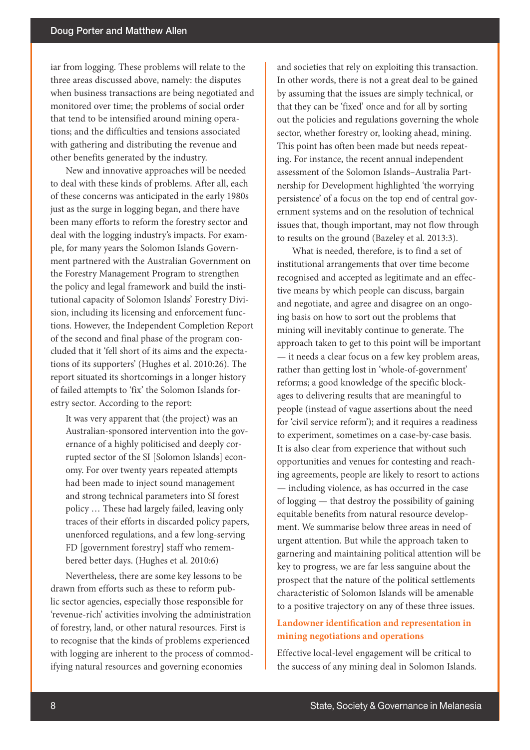iar from logging. These problems will relate to the three areas discussed above, namely: the disputes when business transactions are being negotiated and monitored over time; the problems of social order that tend to be intensified around mining operations; and the difficulties and tensions associated with gathering and distributing the revenue and other benefits generated by the industry.

New and innovative approaches will be needed to deal with these kinds of problems. After all, each of these concerns was anticipated in the early 1980s just as the surge in logging began, and there have been many efforts to reform the forestry sector and deal with the logging industry's impacts. For example, for many years the Solomon Islands Government partnered with the Australian Government on the Forestry Management Program to strengthen the policy and legal framework and build the institutional capacity of Solomon Islands' Forestry Division, including its licensing and enforcement functions. However, the Independent Completion Report of the second and final phase of the program concluded that it 'fell short of its aims and the expectations of its supporters' (Hughes et al. 2010:26). The report situated its shortcomings in a longer history of failed attempts to 'fix' the Solomon Islands forestry sector. According to the report:

> It was very apparent that (the project) was an Australian-sponsored intervention into the governance of a highly politicised and deeply corrupted sector of the SI [Solomon Islands] economy. For over twenty years repeated attempts had been made to inject sound management and strong technical parameters into SI forest policy … These had largely failed, leaving only traces of their efforts in discarded policy papers, unenforced regulations, and a few long-serving FD [government forestry] staff who remembered better days. (Hughes et al. 2010:6)

Nevertheless, there are some key lessons to be drawn from efforts such as these to reform public sector agencies, especially those responsible for 'revenue-rich' activities involving the administration of forestry, land, or other natural resources. First is to recognise that the kinds of problems experienced with logging are inherent to the process of commodifying natural resources and governing economies and societies that rely on exploiting this transaction. In other words, there is not a great deal to be gained by assuming that the issues are simply technical, or that they can be 'fixed' once and for all by sorting out the policies and regulations governing the whole sector, whether forestry or, looking ahead, mining. This point has often been made but needs repeating. For instance, the recent annual independent assessment of the Solomon Islands–Australia Partnership for Development highlighted 'the worrying persistence' of a focus on the top end of central government systems and on the resolution of technical issues that, though important, may not flow through to results on the ground (Bazeley et al. 2013:3).

What is needed, therefore, is to find a set of institutional arrangements that over time become recognised and accepted as legitimate and an effective means by which people can discuss, bargain and negotiate, and agree and disagree on an ongoing basis on how to sort out the problems that mining will inevitably continue to generate. The approach taken to get to this point will be important — it needs a clear focus on a few key problem areas, rather than getting lost in 'whole-of-government' reforms; a good knowledge of the specific blockages to delivering results that are meaningful to people (instead of vague assertions about the need for 'civil service reform'); and it requires a readiness to experiment, sometimes on a case-by-case basis. It is also clear from experience that without such opportunities and venues for contesting and reaching agreements, people are likely to resort to actions — including violence, as has occurred in the case of logging — that destroy the possibility of gaining equitable benefits from natural resource development. We summarise below three areas in need of urgent attention. But while the approach taken to garnering and maintaining political attention will be key to progress, we are far less sanguine about the prospect that the nature of the political settlements characteristic of Solomon Islands will be amenable to a positive trajectory on any of these three issues.

## Landowner identification and representation in mining negotiations and operations

Effective local-level engagement will be critical to the success of any mining deal in Solomon Islands.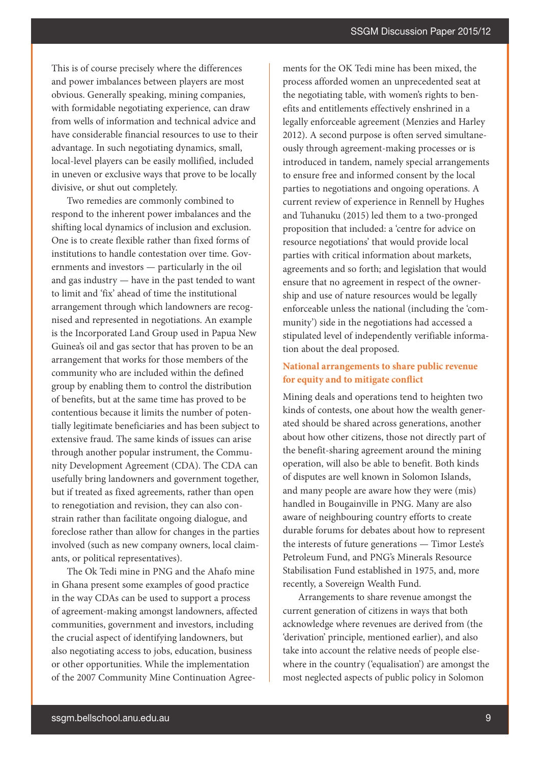This is of course precisely where the differences and power imbalances between players are most obvious. Generally speaking, mining companies, with formidable negotiating experience, can draw from wells of information and technical advice and have considerable financial resources to use to their advantage. In such negotiating dynamics, small, local-level players can be easily mollified, included in uneven or exclusive ways that prove to be locally divisive, or shut out completely.

Two remedies are commonly combined to respond to the inherent power imbalances and the shifting local dynamics of inclusion and exclusion. One is to create flexible rather than fixed forms of institutions to handle contestation over time. Governments and investors — particularly in the oil and gas industry — have in the past tended to want to limit and 'fix' ahead of time the institutional arrangement through which landowners are recognised and represented in negotiations. An example is the Incorporated Land Group used in Papua New Guinea's oil and gas sector that has proven to be an arrangement that works for those members of the community who are included within the defined group by enabling them to control the distribution of benefits, but at the same time has proved to be contentious because it limits the number of potentially legitimate beneficiaries and has been subject to extensive fraud. The same kinds of issues can arise through another popular instrument, the Community Development Agreement (CDA). The CDA can usefully bring landowners and government together, but if treated as fixed agreements, rather than open to renegotiation and revision, they can also constrain rather than facilitate ongoing dialogue, and foreclose rather than allow for changes in the parties involved (such as new company owners, local claimants, or political representatives).

The Ok Tedi mine in PNG and the Ahafo mine in Ghana present some examples of good practice in the way CDAs can be used to support a process of agreement-making amongst landowners, affected communities, government and investors, including the crucial aspect of identifying landowners, but also negotiating access to jobs, education, business or other opportunities. While the implementation of the 2007 Community Mine Continuation Agreements for the OK Tedi mine has been mixed, the process afforded women an unprecedented seat at the negotiating table, with women's rights to benefits and entitlements effectively enshrined in a legally enforceable agreement (Menzies and Harley 2012). A second purpose is often served simultaneously through agreement-making processes or is introduced in tandem, namely special arrangements to ensure free and informed consent by the local parties to negotiations and ongoing operations. A current review of experience in Rennell by Hughes and Tuhanuku (2015) led them to a two-pronged proposition that included: a 'centre for advice on resource negotiations' that would provide local parties with critical information about markets, agreements and so forth; and legislation that would ensure that no agreement in respect of the ownership and use of nature resources would be legally enforceable unless the national (including the 'community') side in the negotiations had accessed a stipulated level of independently verifiable information about the deal proposed.

### National arrangements to share public revenue for equity and to mitigate conflict

Mining deals and operations tend to heighten two kinds of contests, one about how the wealth generated should be shared across generations, another about how other citizens, those not directly part of the benefit-sharing agreement around the mining operation, will also be able to benefit. Both kinds of disputes are well known in Solomon Islands, and many people are aware how they were (mis) handled in Bougainville in PNG. Many are also aware of neighbouring country efforts to create durable forums for debates about how to represent the interests of future generations — Timor Leste's Petroleum Fund, and PNG's Minerals Resource Stabilisation Fund established in 1975, and, more recently, a Sovereign Wealth Fund.

Arrangements to share revenue amongst the current generation of citizens in ways that both acknowledge where revenues are derived from (the 'derivation' principle, mentioned earlier), and also take into account the relative needs of people elsewhere in the country ('equalisation') are amongst the most neglected aspects of public policy in Solomon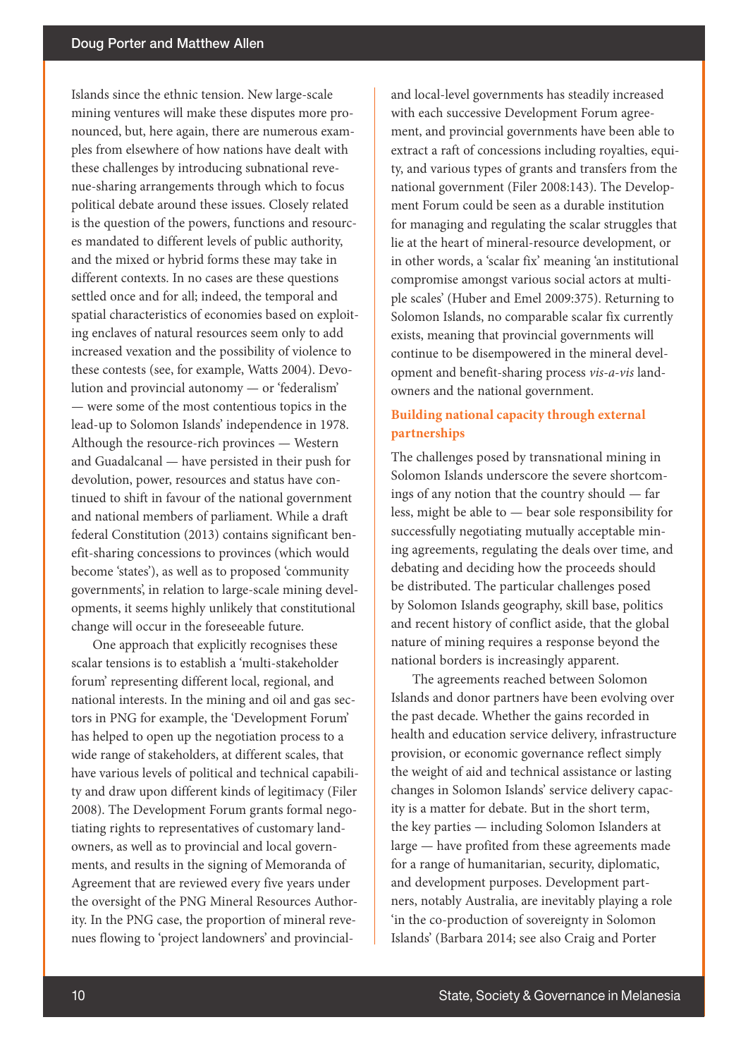Islands since the ethnic tension. New large-scale mining ventures will make these disputes more pronounced, but, here again, there are numerous examples from elsewhere of how nations have dealt with these challenges by introducing subnational revenue-sharing arrangements through which to focus political debate around these issues. Closely related is the question of the powers, functions and resources mandated to different levels of public authority, and the mixed or hybrid forms these may take in different contexts. In no cases are these questions settled once and for all; indeed, the temporal and spatial characteristics of economies based on exploiting enclaves of natural resources seem only to add increased vexation and the possibility of violence to these contests (see, for example, Watts 2004). Devolution and provincial autonomy — or 'federalism' — were some of the most contentious topics in the lead-up to Solomon Islands' independence in 1978. Although the resource-rich provinces — Western and Guadalcanal — have persisted in their push for devolution, power, resources and status have continued to shift in favour of the national government and national members of parliament. While a draft federal Constitution (2013) contains significant benefit-sharing concessions to provinces (which would become 'states'), as well as to proposed 'community governments', in relation to large-scale mining developments, it seems highly unlikely that constitutional change will occur in the foreseeable future.

One approach that explicitly recognises these scalar tensions is to establish a 'multi-stakeholder forum' representing different local, regional, and national interests. In the mining and oil and gas sectors in PNG for example, the 'Development Forum' has helped to open up the negotiation process to a wide range of stakeholders, at different scales, that have various levels of political and technical capability and draw upon different kinds of legitimacy (Filer 2008). The Development Forum grants formal negotiating rights to representatives of customary landowners, as well as to provincial and local governments, and results in the signing of Memoranda of Agreement that are reviewed every five years under the oversight of the PNG Mineral Resources Authority. In the PNG case, the proportion of mineral revenues flowing to 'project landowners' and provincial- and local-level governments has steadily increased with each successive Development Forum agreement, and provincial governments have been able to extract a raft of concessions including royalties, equity, and various types of grants and transfers from the national government (Filer 2008:143). The Development Forum could be seen as a durable institution for managing and regulating the scalar struggles that lie at the heart of mineral-resource development, or in other words, a 'scalar fix' meaning 'an institutional compromise amongst various social actors at multiple scales' (Huber and Emel 2009:375). Returning to Solomon Islands, no comparable scalar fix currently exists, meaning that provincial governments will continue to be disempowered in the mineral development and benefit-sharing process *vis-a-vis* landowners and the national government.

## Building national capacity through external partnerships

The challenges posed by transnational mining in Solomon Islands underscore the severe shortcomings of any notion that the country should — far less, might be able to — bear sole responsibility for successfully negotiating mutually acceptable mining agreements, regulating the deals over time, and debating and deciding how the proceeds should be distributed. The particular challenges posed by Solomon Islands geography, skill base, politics and recent history of conflict aside, that the global nature of mining requires a response beyond the national borders is increasingly apparent.

The agreements reached between Solomon Islands and donor partners have been evolving over the past decade. Whether the gains recorded in health and education service delivery, infrastructure provision, or economic governance reflect simply the weight of aid and technical assistance or lasting changes in Solomon Islands' service delivery capacity is a matter for debate. But in the short term, the key parties — including Solomon Islanders at large — have profited from these agreements made for a range of humanitarian, security, diplomatic, and development purposes. Development partners, notably Australia, are inevitably playing a role 'in the co-production of sovereignty in Solomon Islands' (Barbara 2014; see also Craig and Porter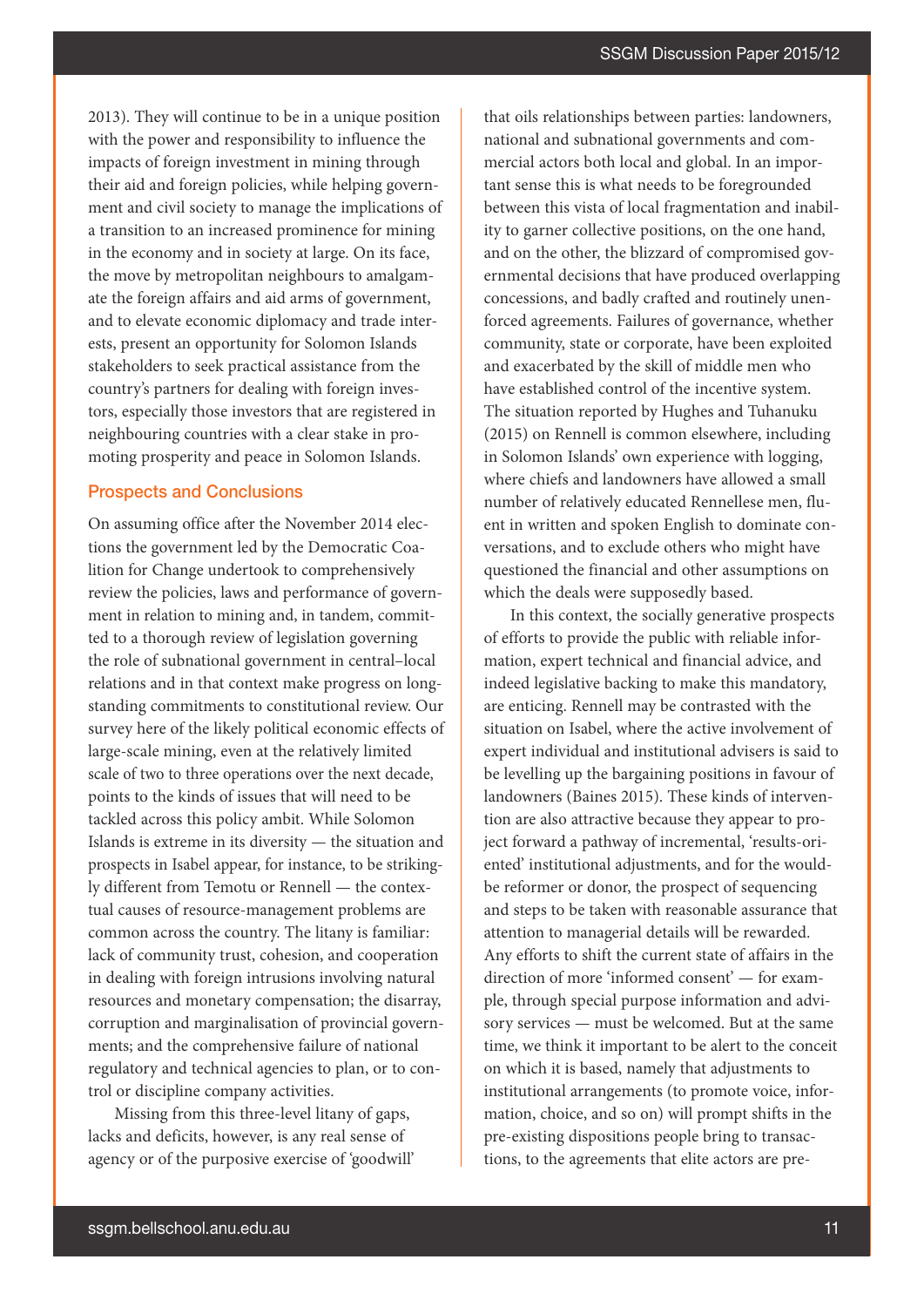2013). They will continue to be in a unique position with the power and responsibility to influence the impacts of foreign investment in mining through their aid and foreign policies, while helping government and civil society to manage the implications of a transition to an increased prominence for mining in the economy and in society at large. On its face, the move by metropolitan neighbours to amalgamate the foreign affairs and aid arms of government, and to elevate economic diplomacy and trade interests, present an opportunity for Solomon Islands stakeholders to seek practical assistance from the country's partners for dealing with foreign investors, especially those investors that are registered in neighbouring countries with a clear stake in promoting prosperity and peace in Solomon Islands.

## Prospects and Conclusions

On assuming office after the November 2014 elections the government led by the Democratic Coalition for Change undertook to comprehensively review the policies, laws and performance of government in relation to mining and, in tandem, committed to a thorough review of legislation governing the role of subnational government in central–local relations and in that context make progress on longstanding commitments to constitutional review. Our survey here of the likely political economic effects of large-scale mining, even at the relatively limited scale of two to three operations over the next decade, points to the kinds of issues that will need to be tackled across this policy ambit. While Solomon Islands is extreme in its diversity — the situation and prospects in Isabel appear, for instance, to be strikingly different from Temotu or Rennell — the contextual causes of resource-management problems are common across the country. The litany is familiar: lack of community trust, cohesion, and cooperation in dealing with foreign intrusions involving natural resources and monetary compensation; the disarray, corruption and marginalisation of provincial governments; and the comprehensive failure of national regulatory and technical agencies to plan, or to control or discipline company activities.

Missing from this three-level litany of gaps, lacks and deficits, however, is any real sense of agency or of the purposive exercise of 'goodwill' that oils relationships between parties: landowners, national and subnational governments and commercial actors both local and global. In an important sense this is what needs to be foregrounded between this vista of local fragmentation and inability to garner collective positions, on the one hand, and on the other, the blizzard of compromised governmental decisions that have produced overlapping concessions, and badly crafted and routinely unenforced agreements. Failures of governance, whether community, state or corporate, have been exploited and exacerbated by the skill of middle men who have established control of the incentive system. The situation reported by Hughes and Tuhanuku (2015) on Rennell is common elsewhere, including in Solomon Islands' own experience with logging, where chiefs and landowners have allowed a small number of relatively educated Rennellese men, fluent in written and spoken English to dominate conversations, and to exclude others who might have questioned the financial and other assumptions on which the deals were supposedly based.

In this context, the socially generative prospects of efforts to provide the public with reliable information, expert technical and financial advice, and indeed legislative backing to make this mandatory, are enticing. Rennell may be contrasted with the situation on Isabel, where the active involvement of expert individual and institutional advisers is said to be levelling up the bargaining positions in favour of landowners (Baines 2015). These kinds of intervention are also attractive because they appear to project forward a pathway of incremental, 'results-oriented' institutional adjustments, and for the would-be reformer or donor, the prospect of sequencing and steps to be taken with reasonable assurance that attention to managerial details will be rewarded. Any efforts to shift the current state of affairs in the direction of more 'informed consent' — for example, through special purpose information and advisory services — must be welcomed. But at the same time, we think it important to be alert to the conceit on which it is based, namely that adjustments to institutional arrangements (to promote voice, information, choice, and so on) will prompt shifts in the pre-existing dispositions people bring to transactions, to the agreements that elite actors are pre-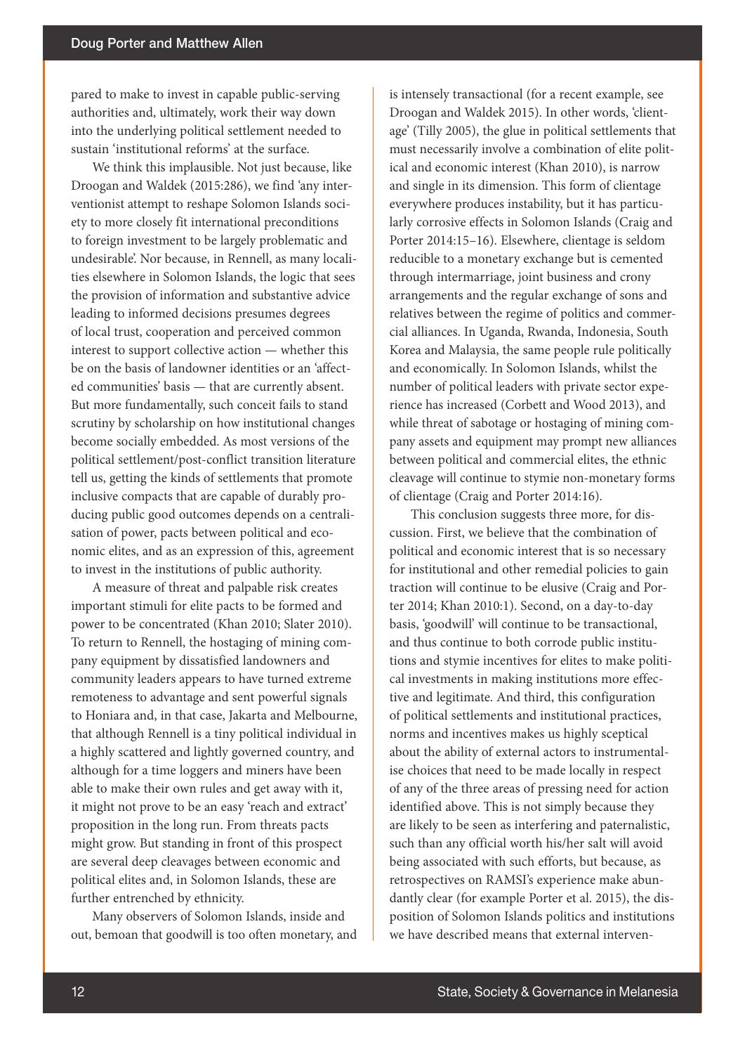pared to make to invest in capable public-serving authorities and, ultimately, work their way down into the underlying political settlement needed to sustain 'institutional reforms' at the surface.

We think this implausible. Not just because, like Droogan and Waldek (2015:286), we find 'any interventionist attempt to reshape Solomon Islands society to more closely fit international preconditions to foreign investment to be largely problematic and undesirable'. Nor because, in Rennell, as many localities elsewhere in Solomon Islands, the logic that sees the provision of information and substantive advice leading to informed decisions presumes degrees of local trust, cooperation and perceived common interest to support collective action — whether this be on the basis of landowner identities or an 'affected communities' basis — that are currently absent. But more fundamentally, such conceit fails to stand scrutiny by scholarship on how institutional changes become socially embedded. As most versions of the political settlement/post-conflict transition literature tell us, getting the kinds of settlements that promote inclusive compacts that are capable of durably producing public good outcomes depends on a centralisation of power, pacts between political and economic elites, and as an expression of this, agreement to invest in the institutions of public authority.

A measure of threat and palpable risk creates important stimuli for elite pacts to be formed and power to be concentrated (Khan 2010; Slater 2010). To return to Rennell, the hostaging of mining company equipment by dissatisfied landowners and community leaders appears to have turned extreme remoteness to advantage and sent powerful signals to Honiara and, in that case, Jakarta and Melbourne, that although Rennell is a tiny political individual in a highly scattered and lightly governed country, and although for a time loggers and miners have been able to make their own rules and get away with it, it might not prove to be an easy 'reach and extract' proposition in the long run. From threats pacts might grow. But standing in front of this prospect are several deep cleavages between economic and political elites and, in Solomon Islands, these are further entrenched by ethnicity.

Many observers of Solomon Islands, inside and out, bemoan that goodwill is too often monetary, and is intensely transactional (for a recent example, see Droogan and Waldek 2015). In other words, 'clientage' (Tilly 2005), the glue in political settlements that must necessarily involve a combination of elite political and economic interest (Khan 2010), is narrow and single in its dimension. This form of clientage everywhere produces instability, but it has particularly corrosive effects in Solomon Islands (Craig and Porter 2014:15–16). Elsewhere, clientage is seldom reducible to a monetary exchange but is cemented through intermarriage, joint business and crony arrangements and the regular exchange of sons and relatives between the regime of politics and commercial alliances. In Uganda, Rwanda, Indonesia, South Korea and Malaysia, the same people rule politically and economically. In Solomon Islands, whilst the number of political leaders with private sector experience has increased (Corbett and Wood 2013), and while threat of sabotage or hostaging of mining company assets and equipment may prompt new alliances between political and commercial elites, the ethnic cleavage will continue to stymie non-monetary forms of clientage (Craig and Porter 2014:16).

This conclusion suggests three more, for discussion. First, we believe that the combination of political and economic interest that is so necessary for institutional and other remedial policies to gain traction will continue to be elusive (Craig and Porter 2014; Khan 2010:1). Second, on a day-to-day basis, 'goodwill' will continue to be transactional, and thus continue to both corrode public institutions and stymie incentives for elites to make political investments in making institutions more effective and legitimate. And third, this configuration of political settlements and institutional practices, norms and incentives makes us highly sceptical about the ability of external actors to instrumentalise choices that need to be made locally in respect of any of the three areas of pressing need for action identified above. This is not simply because they are likely to be seen as interfering and paternalistic, such than any official worth his/her salt will avoid being associated with such efforts, but because, as retrospectives on RAMSI's experience make abundantly clear (for example Porter et al. 2015), the disposition of Solomon Islands politics and institutions we have described means that external interven-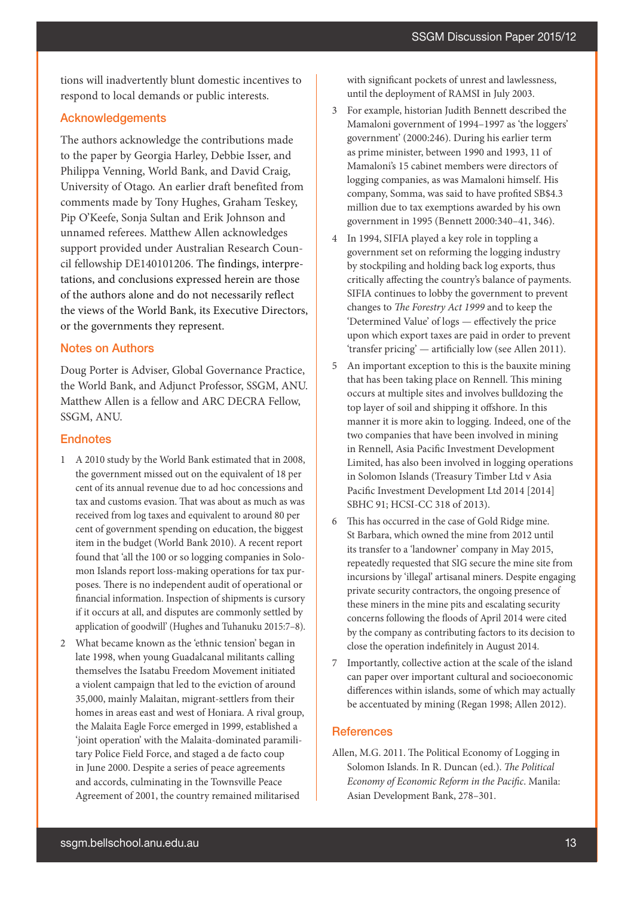tions will inadvertently blunt domestic incentives to respond to local demands or public interests.

## Acknowledgements

The authors acknowledge the contributions made to the paper by Georgia Harley, Debbie Isser, and Philippa Venning, World Bank, and David Craig, University of Otago. An earlier draft benefited from comments made by Tony Hughes, Graham Teskey, Pip O'Keefe, Sonja Sultan and Erik Johnson and unnamed referees. Matthew Allen acknowledges support provided under Australian Research Council fellowship DE140101206. The findings, interpretations, and conclusions expressed herein are those of the authors alone and do not necessarily reflect the views of the World Bank, its Executive Directors, or the governments they represent.

## Notes on Authors

Doug Porter is Adviser, Global Governance Practice, the World Bank, and Adjunct Professor, SSGM, ANU. Matthew Allen is a fellow and ARC DECRA Fellow, SSGM, ANU.

## Endnotes

1. A 2010 study by the World Bank estimated that in 2008, the government missed out on the equivalent of 18 per cent of its annual revenue due to ad hoc concessions and tax and customs evasion. That was about as much as was received from log taxes and equivalent to around 80 per cent of government spending on education, the biggest item in the budget (World Bank 2010). A recent report found that 'all the 100 or so logging companies in Solomon Islands report loss-making operations for tax purposes. There is no independent audit of operational or financial information. Inspection of shipments is cursory if it occurs at all, and disputes are commonly settled by application of goodwill' (Hughes and Tuhanuku 2015:7–8).
2. What became known as the 'ethnic tension' began in late 1998, when young Guadalcanal militants calling themselves the Isatabu Freedom Movement initiated a violent campaign that led to the eviction of around 35,000, mainly Malaitan, migrant-settlers from their homes in areas east and west of Honiara. A rival group, the Malaita Eagle Force emerged in 1999, established a 'joint operation' with the Malaita-dominated paramilitary Police Field Force, and staged a de facto coup in June 2000. Despite a series of peace agreements and accords, culminating in the Townsville Peace Agreement of 2001, the country remained militarised with significant pockets of unrest and lawlessness, until the deployment of RAMSI in July 2003.
3. For example, historian Judith Bennett described the Mamaloni government of 1994–1997 as 'the loggers' government' (2000:246). During his earlier term as prime minister, between 1990 and 1993, 11 of Mamaloni's 15 cabinet members were directors of logging companies, as was Mamaloni himself. His company, Somma, was said to have profited SB$4.3 million due to tax exemptions awarded by his own government in 1995 (Bennett 2000:340–41, 346).
4. In 1994, SIFIA played a key role in toppling a government set on reforming the logging industry by stockpiling and holding back log exports, thus critically affecting the country's balance of payments. SIFIA continues to lobby the government to prevent changes to *The Forestry Act 1999* and to keep the 'Determined Value' of logs — effectively the price upon which export taxes are paid in order to prevent 'transfer pricing' — artificially low (see Allen 2011).
5. An important exception to this is the bauxite mining that has been taking place on Rennell. This mining occurs at multiple sites and involves bulldozing the top layer of soil and shipping it offshore. In this manner it is more akin to logging. Indeed, one of the two companies that have been involved in mining in Rennell, Asia Pacific Investment Development Limited, has also been involved in logging operations in Solomon Islands (Treasury Timber Ltd v Asia Pacific Investment Development Ltd 2014 [2014] SBHC 91; HCSI-CC 318 of 2013).
6. This has occurred in the case of Gold Ridge mine. St Barbara, which owned the mine from 2012 until its transfer to a 'landowner' company in May 2015, repeatedly requested that SIG secure the mine site from incursions by 'illegal' artisanal miners. Despite engaging private security contractors, the ongoing presence of these miners in the mine pits and escalating security concerns following the floods of April 2014 were cited by the company as contributing factors to its decision to close the operation indefinitely in August 2014.
7. Importantly, collective action at the scale of the island can paper over important cultural and socioeconomic differences within islands, some of which may actually be accentuated by mining (Regan 1998; Allen 2012).

## References

Allen, M.G. 2011. The Political Economy of Logging in Solomon Islands. In R. Duncan (ed.). *The Political Economy of Economic Reform in the Pacific*. Manila: Asian Development Bank, 278–301.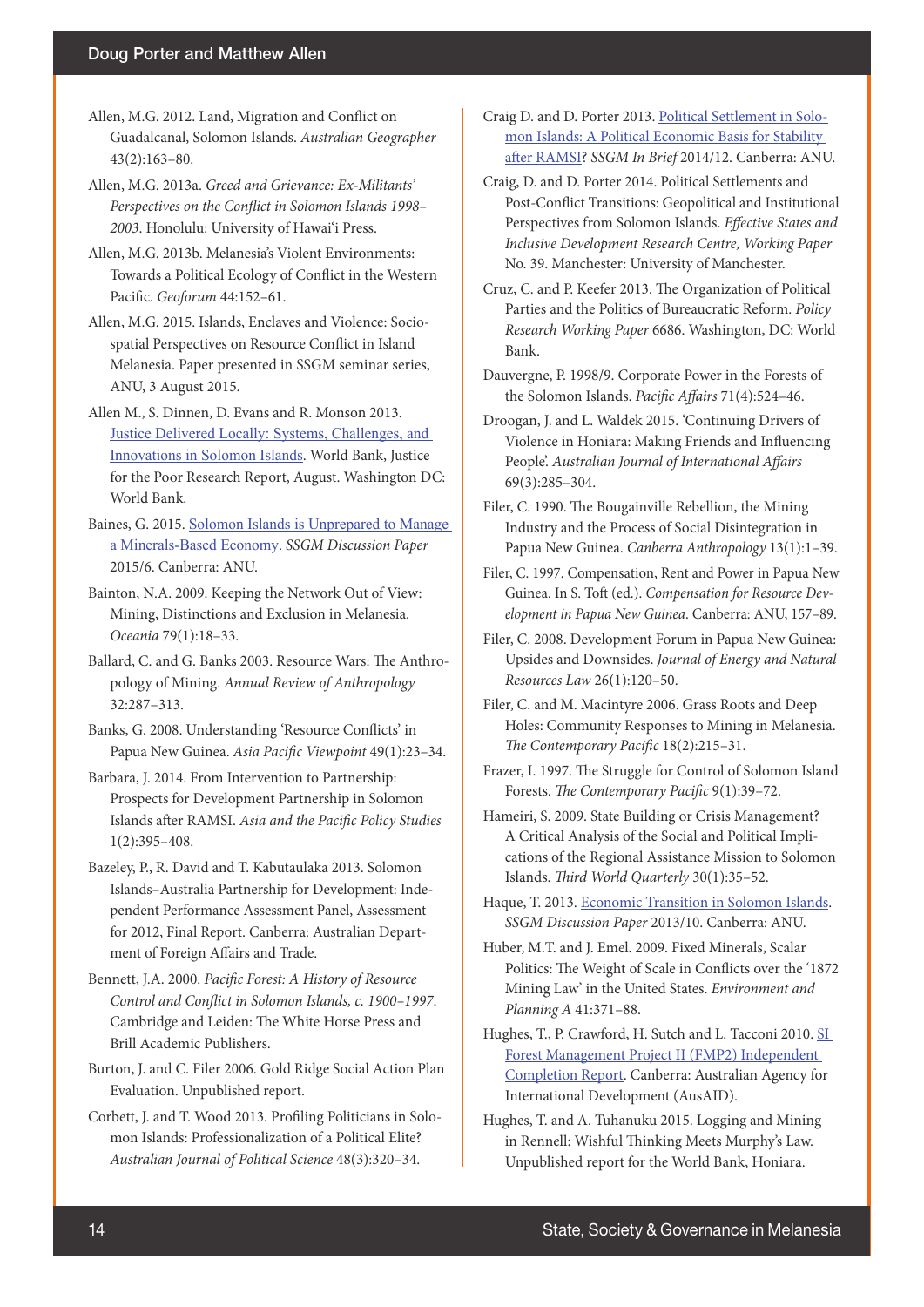Allen, M.G. 2012. Land, Migration and Conflict on Guadalcanal, Solomon Islands. *Australian Geographer* 43(2):163–80.

Allen, M.G. 2013a. *Greed and Grievance: Ex-Militants' Perspectives on the Conflict in Solomon Islands 1998–2003*. Honolulu: University of Hawai'i Press.

Allen, M.G. 2013b. Melanesia's Violent Environments: Towards a Political Ecology of Conflict in the Western Pacific. *Geoforum* 44:152–61.

Allen, M.G. 2015. Islands, Enclaves and Violence: Socio-spatial Perspectives on Resource Conflict in Island Melanesia. Paper presented in SSGM seminar series, ANU, 3 August 2015.

Allen M., S. Dinnen, D. Evans and R. Monson 2013. Justice Delivered Locally: Systems, Challenges, and Innovations in Solomon Islands. World Bank, Justice for the Poor Research Report, August. Washington DC: World Bank.

Baines, G. 2015. Solomon Islands is Unprepared to Manage a Minerals-Based Economy. *SSGM Discussion Paper* 2015/6. Canberra: ANU.

Bainton, N.A. 2009. Keeping the Network Out of View: Mining, Distinctions and Exclusion in Melanesia. *Oceania* 79(1):18–33.

Ballard, C. and G. Banks 2003. Resource Wars: The Anthropology of Mining. *Annual Review of Anthropology* 32:287–313.

Banks, G. 2008. Understanding 'Resource Conflicts' in Papua New Guinea. *Asia Pacific Viewpoint* 49(1):23–34.

Barbara, J. 2014. From Intervention to Partnership: Prospects for Development Partnership in Solomon Islands after RAMSI. *Asia and the Pacific Policy Studies* 1(2):395–408.

Bazeley, P., R. David and T. Kabutaulaka 2013. Solomon Islands–Australia Partnership for Development: Independent Performance Assessment Panel, Assessment for 2012, Final Report. Canberra: Australian Department of Foreign Affairs and Trade.

Bennett, J.A. 2000. *Pacific Forest: A History of Resource Control and Conflict in Solomon Islands, c. 1900–1997*. Cambridge and Leiden: The White Horse Press and Brill Academic Publishers.

Burton, J. and C. Filer 2006. Gold Ridge Social Action Plan Evaluation. Unpublished report.

Corbett, J. and T. Wood 2013. Profiling Politicians in Solomon Islands: Professionalization of a Political Elite? *Australian Journal of Political Science* 48(3):320–34.

Craig D. and D. Porter 2013. Political Settlement in Solomon Islands: A Political Economic Basis for Stability after RAMSI? *SSGM In Brief* 2014/12. Canberra: ANU.

Craig, D. and D. Porter 2014. Political Settlements and Post-Conflict Transitions: Geopolitical and Institutional Perspectives from Solomon Islands. *Effective States and Inclusive Development Research Centre, Working Paper* No. 39. Manchester: University of Manchester.

Cruz, C. and P. Keefer 2013. The Organization of Political Parties and the Politics of Bureaucratic Reform. *Policy Research Working Paper* 6686. Washington, DC: World Bank.

Dauvergne, P. 1998/9. Corporate Power in the Forests of the Solomon Islands. *Pacific Affairs* 71(4):524–46.

Droogan, J. and L. Waldek 2015. 'Continuing Drivers of Violence in Honiara: Making Friends and Influencing People'. *Australian Journal of International Affairs* 69(3):285–304.

Filer, C. 1990. The Bougainville Rebellion, the Mining Industry and the Process of Social Disintegration in Papua New Guinea. *Canberra Anthropology* 13(1):1–39.

Filer, C. 1997. Compensation, Rent and Power in Papua New Guinea. In S. Toft (ed.). *Compensation for Resource Development in Papua New Guinea*. Canberra: ANU, 157–89.

Filer, C. 2008. Development Forum in Papua New Guinea: Upsides and Downsides. *Journal of Energy and Natural Resources Law* 26(1):120–50.

Filer, C. and M. Macintyre 2006. Grass Roots and Deep Holes: Community Responses to Mining in Melanesia. *The Contemporary Pacific* 18(2):215–31.

Frazer, I. 1997. The Struggle for Control of Solomon Island Forests. *The Contemporary Pacific* 9(1):39–72.

Hameiri, S. 2009. State Building or Crisis Management? A Critical Analysis of the Social and Political Implications of the Regional Assistance Mission to Solomon Islands. *Third World Quarterly* 30(1):35–52.

Haque, T. 2013. Economic Transition in Solomon Islands. *SSGM Discussion Paper* 2013/10. Canberra: ANU.

Huber, M.T. and J. Emel. 2009. Fixed Minerals, Scalar Politics: The Weight of Scale in Conflicts over the '1872 Mining Law' in the United States. *Environment and Planning A* 41:371–88.

Hughes, T., P. Crawford, H. Sutch and L. Tacconi 2010. SI Forest Management Project II (FMP2) Independent Completion Report. Canberra: Australian Agency for International Development (AusAID).

Hughes, T. and A. Tuhanuku 2015. Logging and Mining in Rennell: Wishful Thinking Meets Murphy's Law. Unpublished report for the World Bank, Honiara.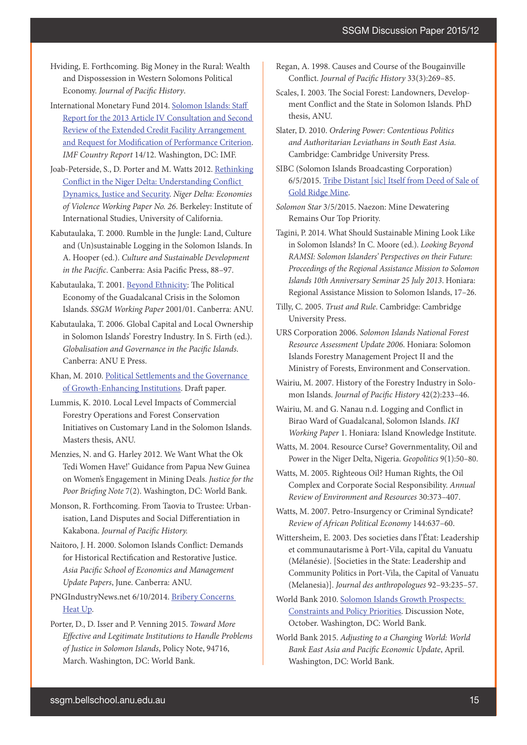Hviding, E. Forthcoming. Big Money in the Rural: Wealth and Dispossession in Western Solomons Political Economy. *Journal of Pacific History*.

International Monetary Fund 2014. Solomon Islands: Staff Report for the 2013 Article IV Consultation and Second Review of the Extended Credit Facility Arrangement and Request for Modification of Performance Criterion. *IMF Country Report* 14/12. Washington, DC: IMF.

Joab-Peterside, S., D. Porter and M. Watts 2012. Rethinking Conflict in the Niger Delta: Understanding Conflict Dynamics, Justice and Security. *Niger Delta: Economies of Violence Working Paper No. 26*. Berkeley: Institute of International Studies, University of California.

Kabutaulaka, T. 2000. Rumble in the Jungle: Land, Culture and (Un)sustainable Logging in the Solomon Islands. In A. Hooper (ed.). *Culture and Sustainable Development in the Pacific*. Canberra: Asia Pacific Press, 88–97.

Kabutaulaka, T. 2001. Beyond Ethnicity: The Political Economy of the Guadalcanal Crisis in the Solomon Islands. *SSGM Working Paper* 2001/01. Canberra: ANU.

Kabutaulaka, T. 2006. Global Capital and Local Ownership in Solomon Islands' Forestry Industry. In S. Firth (ed.). *Globalisation and Governance in the Pacific Islands*. Canberra: ANU E Press.

Khan, M. 2010. Political Settlements and the Governance of Growth-Enhancing Institutions. Draft paper.

Lummis, K. 2010. Local Level Impacts of Commercial Forestry Operations and Forest Conservation Initiatives on Customary Land in the Solomon Islands. Masters thesis, ANU.

Menzies, N. and G. Harley 2012. We Want What the Ok Tedi Women Have!' Guidance from Papua New Guinea on Women's Engagement in Mining Deals. *Justice for the Poor Briefing Note* 7(2). Washington, DC: World Bank.

Monson, R. Forthcoming. From Taovia to Trustee: Urbanisation, Land Disputes and Social Differentiation in Kakabona. *Journal of Pacific History.*

Naitoro, J. H. 2000. Solomon Islands Conflict: Demands for Historical Rectification and Restorative Justice. *Asia Pacific School of Economics and Management Update Papers*, June. Canberra: ANU.

PNGIndustryNews.net 6/10/2014. Bribery Concerns Heat Up.

Porter, D., D. Isser and P. Venning 2015. *Toward More Effective and Legitimate Institutions to Handle Problems of Justice in Solomon Islands*, Policy Note, 94716, March. Washington, DC: World Bank.

Regan, A. 1998. Causes and Course of the Bougainville Conflict. *Journal of Pacific History* 33(3):269–85.

Scales, I. 2003. The Social Forest: Landowners, Development Conflict and the State in Solomon Islands. PhD thesis, ANU.

Slater, D. 2010. *Ordering Power: Contentious Politics and Authoritarian Leviathans in South East Asia.* Cambridge: Cambridge University Press.

SIBC (Solomon Islands Broadcasting Corporation) 6/5/2015. Tribe Distant [sic] Itself from Deed of Sale of Gold Ridge Mine.

*Solomon Star* 3/5/2015. Naezon: Mine Dewatering Remains Our Top Priority.

Tagini, P. 2014. What Should Sustainable Mining Look Like in Solomon Islands? In C. Moore (ed.). *Looking Beyond RAMSI: Solomon Islanders' Perspectives on their Future: Proceedings of the Regional Assistance Mission to Solomon Islands 10th Anniversary Seminar 25 July 2013*. Honiara: Regional Assistance Mission to Solomon Islands, 17–26.

Tilly, C. 2005. *Trust and Rule*. Cambridge: Cambridge University Press.

URS Corporation 2006. *Solomon Islands National Forest Resource Assessment Update 2006*. Honiara: Solomon Islands Forestry Management Project II and the Ministry of Forests, Environment and Conservation.

Wairiu, M. 2007. History of the Forestry Industry in Solomon Islands. *Journal of Pacific History* 42(2):233–46.

Wairiu, M. and G. Nanau n.d. Logging and Conflict in Birao Ward of Guadalcanal, Solomon Islands. *IKI Working Paper* 1. Honiara: Island Knowledge Institute.

Watts, M. 2004. Resource Curse? Governmentality, Oil and Power in the Niger Delta, Nigeria. *Geopolitics* 9(1):50–80.

Watts, M. 2005. Righteous Oil? Human Rights, the Oil Complex and Corporate Social Responsibility. *Annual Review of Environment and Resources* 30:373–407.

Watts, M. 2007. Petro-Insurgency or Criminal Syndicate? *Review of African Political Economy* 144:637–60.

Wittersheim, E. 2003. Des societies dans l'État: Leadership et communautarisme à Port-Vila, capital du Vanuatu (Mélanésie). [Societies in the State: Leadership and Community Politics in Port-Vila, the Capital of Vanuatu (Melanesia)]. *Journal des anthropologues* 92–93:235–57.

World Bank 2010. Solomon Islands Growth Prospects: Constraints and Policy Priorities. Discussion Note, October. Washington, DC: World Bank.

World Bank 2015. *Adjusting to a Changing World: World Bank East Asia and Pacific Economic Update*, April. Washington, DC: World Bank.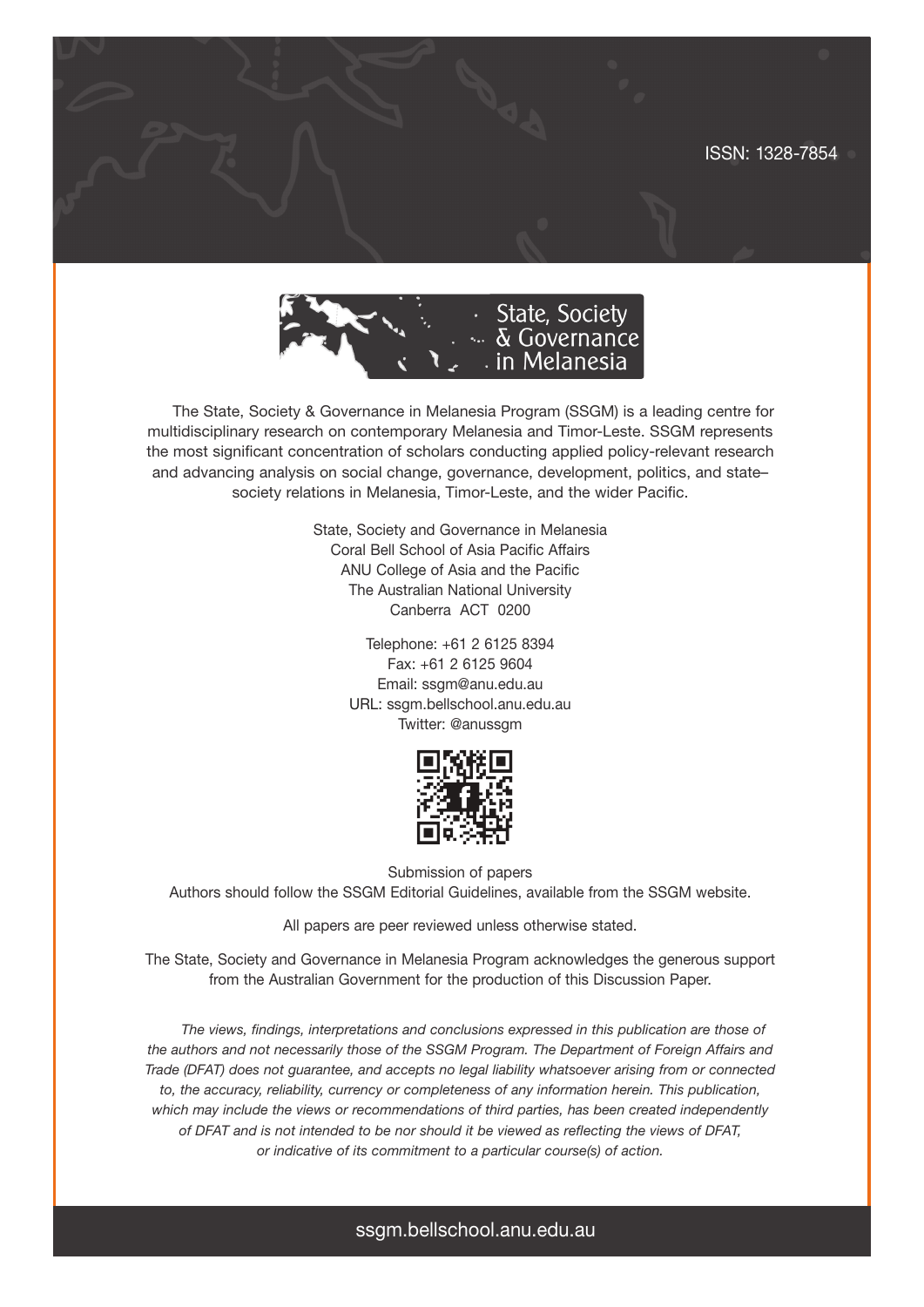ISSN: 1328-7854

State, Society & Governance in Melanesia

The State, Society & Governance in Melanesia Program (SSGM) is a leading centre for multidisciplinary research on contemporary Melanesia and Timor-Leste. SSGM represents the most significant concentration of scholars conducting applied policy-relevant research and advancing analysis on social change, governance, development, politics, and state–society relations in Melanesia, Timor-Leste, and the wider Pacific.

State, Society and Governance in Melanesia
Coral Bell School of Asia Pacific Affairs
ANU College of Asia and the Pacific
The Australian National University
Canberra ACT 0200

Telephone: +61 2 6125 8394
Fax: +61 2 6125 9604
Email: ssgm@anu.edu.au
URL: ssgm.bellschool.anu.edu.au
Twitter: @anussgm

Submission of papers
Authors should follow the SSGM Editorial Guidelines, available from the SSGM website.

All papers are peer reviewed unless otherwise stated.

The State, Society and Governance in Melanesia Program acknowledges the generous support from the Australian Government for the production of this Discussion Paper.

*The views, findings, interpretations and conclusions expressed in this publication are those of the authors and not necessarily those of the SSGM Program. The Department of Foreign Affairs and Trade (DFAT) does not guarantee, and accepts no legal liability whatsoever arising from or connected to, the accuracy, reliability, currency or completeness of any information herein. This publication, which may include the views or recommendations of third parties, has been created independently of DFAT and is not intended to be nor should it be viewed as reflecting the views of DFAT, or indicative of its commitment to a particular course(s) of action.*

ssgm.bellschool.anu.edu.au